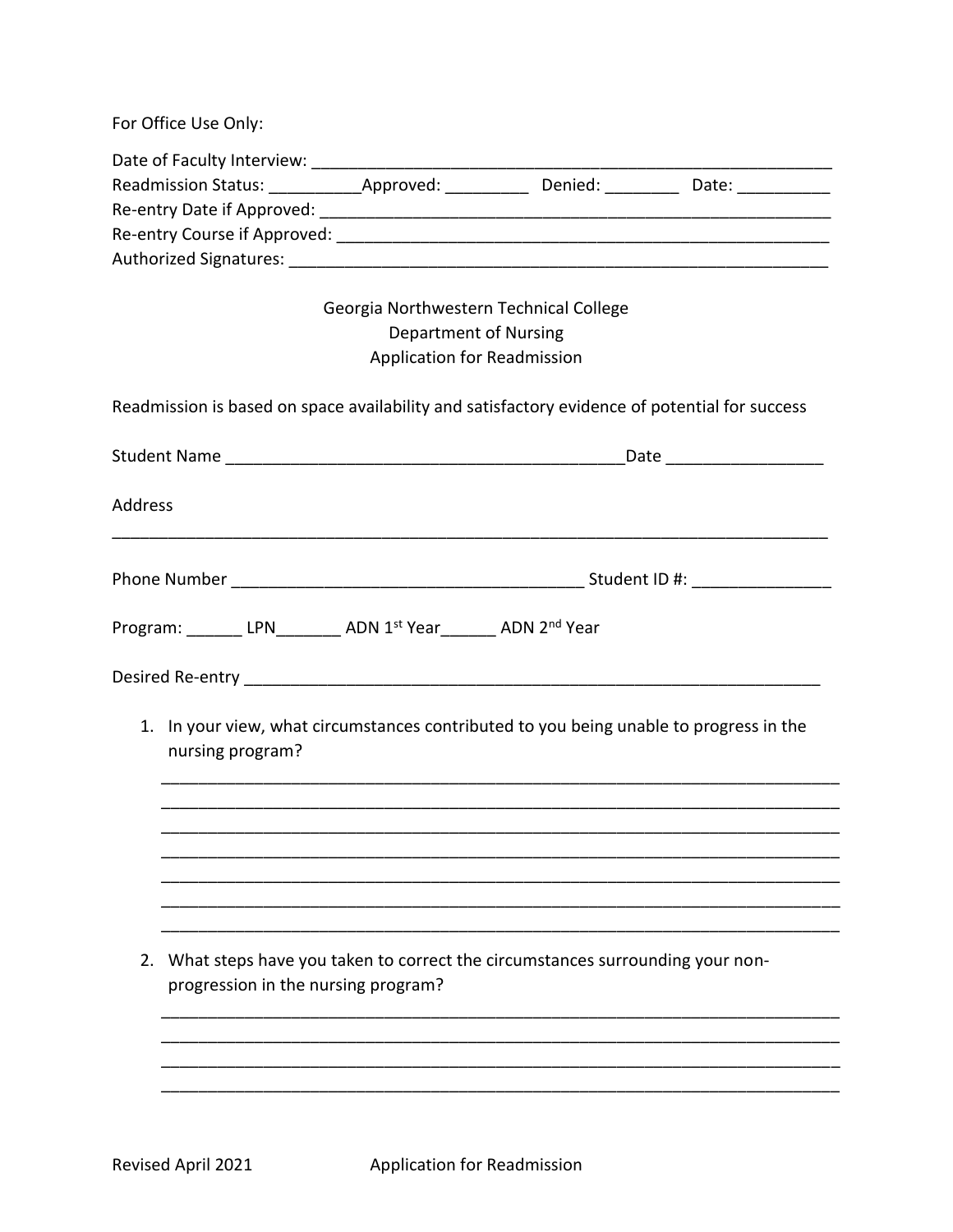For Office Use Only:

Date of Faculty Interview: ___________________________________________________________
Readmission Status: __________Approved: _________ Denied: ________ Date: __________
Re-entry Date if Approved: ____________________________________________________
Re-entry Course if Approved: __________________________________________________
Authorized Signatures: _______________________________________________________

Georgia Northwestern Technical College
Department of Nursing
Application for Readmission

Readmission is based on space availability and satisfactory evidence of potential for success

Student Name ____________________________________________Date _________________

Address

_____________________________________________________________________________

Phone Number ______________________________________ Student ID #: _______________

Program: ______ LPN_______ ADN 1st Year______ ADN 2nd Year

Desired Re-entry _______________________________________________________________

1. In your view, what circumstances contributed to you being unable to progress in the nursing program?

   _________________________________________________________________________
   _________________________________________________________________________
   _________________________________________________________________________
   _________________________________________________________________________
   _________________________________________________________________________
   _________________________________________________________________________
   _________________________________________________________________________

2. What steps have you taken to correct the circumstances surrounding your non-progression in the nursing program?

   _________________________________________________________________________
   _________________________________________________________________________
   _________________________________________________________________________
   _________________________________________________________________________

Revised April 2021 Application for Readmission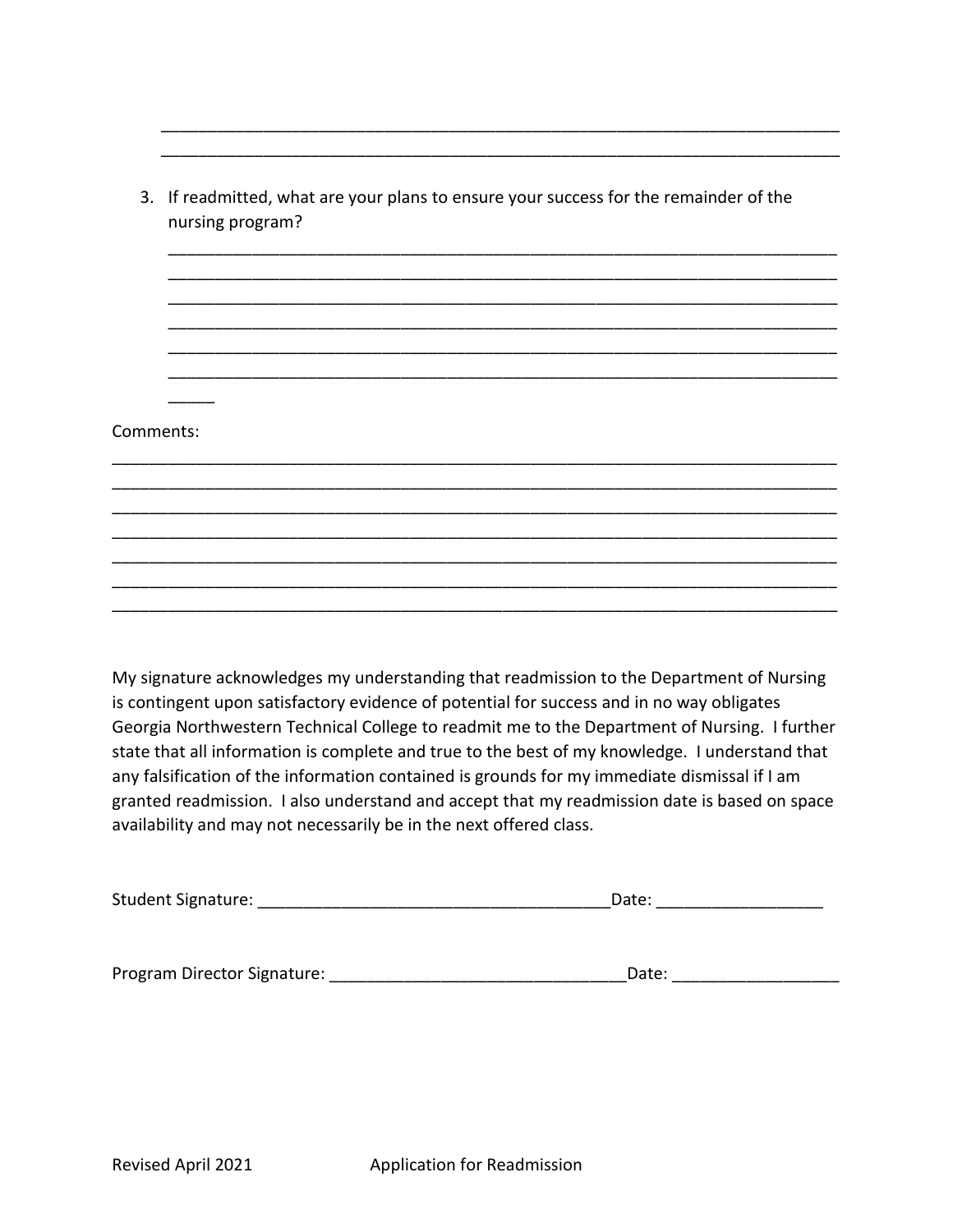\_\_\_\_\_\_\_\_\_\_\_\_\_\_\_\_\_\_\_\_\_\_\_\_\_\_\_\_\_\_\_\_\_\_\_\_\_\_\_\_\_\_\_\_\_\_\_\_\_\_\_\_\_\_\_\_\_\_\_\_\_\_\_\_\_\_\_\_\_\_\_
\_\_\_\_\_\_\_\_\_\_\_\_\_\_\_\_\_\_\_\_\_\_\_\_\_\_\_\_\_\_\_\_\_\_\_\_\_\_\_\_\_\_\_\_\_\_\_\_\_\_\_\_\_\_\_\_\_\_\_\_\_\_\_\_\_\_\_\_\_\_\_

3. If readmitted, what are your plans to ensure your success for the remainder of the nursing program?

   \_\_\_\_\_\_\_\_\_\_\_\_\_\_\_\_\_\_\_\_\_\_\_\_\_\_\_\_\_\_\_\_\_\_\_\_\_\_\_\_\_\_\_\_\_\_\_\_\_\_\_\_\_\_\_\_\_\_\_\_\_\_\_\_\_\_\_\_\_\_\_
   \_\_\_\_\_\_\_\_\_\_\_\_\_\_\_\_\_\_\_\_\_\_\_\_\_\_\_\_\_\_\_\_\_\_\_\_\_\_\_\_\_\_\_\_\_\_\_\_\_\_\_\_\_\_\_\_\_\_\_\_\_\_\_\_\_\_\_\_\_\_\_
   \_\_\_\_\_\_\_\_\_\_\_\_\_\_\_\_\_\_\_\_\_\_\_\_\_\_\_\_\_\_\_\_\_\_\_\_\_\_\_\_\_\_\_\_\_\_\_\_\_\_\_\_\_\_\_\_\_\_\_\_\_\_\_\_\_\_\_\_\_\_\_
   \_\_\_\_\_\_\_\_\_\_\_\_\_\_\_\_\_\_\_\_\_\_\_\_\_\_\_\_\_\_\_\_\_\_\_\_\_\_\_\_\_\_\_\_\_\_\_\_\_\_\_\_\_\_\_\_\_\_\_\_\_\_\_\_\_\_\_\_\_\_\_
   \_\_\_\_\_\_\_\_\_\_\_\_\_\_\_\_\_\_\_\_\_\_\_\_\_\_\_\_\_\_\_\_\_\_\_\_\_\_\_\_\_\_\_\_\_\_\_\_\_\_\_\_\_\_\_\_\_\_\_\_\_\_\_\_\_\_\_\_\_\_\_
   \_\_\_\_\_\_\_\_\_\_\_\_\_\_\_\_\_\_\_\_\_\_\_\_\_\_\_\_\_\_\_\_\_\_\_\_\_\_\_\_\_\_\_\_\_\_\_\_\_\_\_\_\_\_\_\_\_\_\_\_\_\_\_\_\_\_\_\_\_\_\_
   \_\_\_\_\_

Comments:

\_\_\_\_\_\_\_\_\_\_\_\_\_\_\_\_\_\_\_\_\_\_\_\_\_\_\_\_\_\_\_\_\_\_\_\_\_\_\_\_\_\_\_\_\_\_\_\_\_\_\_\_\_\_\_\_\_\_\_\_\_\_\_\_\_\_\_\_\_\_\_\_\_\_\_\_\_
\_\_\_\_\_\_\_\_\_\_\_\_\_\_\_\_\_\_\_\_\_\_\_\_\_\_\_\_\_\_\_\_\_\_\_\_\_\_\_\_\_\_\_\_\_\_\_\_\_\_\_\_\_\_\_\_\_\_\_\_\_\_\_\_\_\_\_\_\_\_\_\_\_\_\_\_\_
\_\_\_\_\_\_\_\_\_\_\_\_\_\_\_\_\_\_\_\_\_\_\_\_\_\_\_\_\_\_\_\_\_\_\_\_\_\_\_\_\_\_\_\_\_\_\_\_\_\_\_\_\_\_\_\_\_\_\_\_\_\_\_\_\_\_\_\_\_\_\_\_\_\_\_\_\_
\_\_\_\_\_\_\_\_\_\_\_\_\_\_\_\_\_\_\_\_\_\_\_\_\_\_\_\_\_\_\_\_\_\_\_\_\_\_\_\_\_\_\_\_\_\_\_\_\_\_\_\_\_\_\_\_\_\_\_\_\_\_\_\_\_\_\_\_\_\_\_\_\_\_\_\_\_
\_\_\_\_\_\_\_\_\_\_\_\_\_\_\_\_\_\_\_\_\_\_\_\_\_\_\_\_\_\_\_\_\_\_\_\_\_\_\_\_\_\_\_\_\_\_\_\_\_\_\_\_\_\_\_\_\_\_\_\_\_\_\_\_\_\_\_\_\_\_\_\_\_\_\_\_\_
\_\_\_\_\_\_\_\_\_\_\_\_\_\_\_\_\_\_\_\_\_\_\_\_\_\_\_\_\_\_\_\_\_\_\_\_\_\_\_\_\_\_\_\_\_\_\_\_\_\_\_\_\_\_\_\_\_\_\_\_\_\_\_\_\_\_\_\_\_\_\_\_\_\_\_\_\_
\_\_\_\_\_\_\_\_\_\_\_\_\_\_\_\_\_\_\_\_\_\_\_\_\_\_\_\_\_\_\_\_\_\_\_\_\_\_\_\_\_\_\_\_\_\_\_\_\_\_\_\_\_\_\_\_\_\_\_\_\_\_\_\_\_\_\_\_\_\_\_\_\_\_\_\_\_

My signature acknowledges my understanding that readmission to the Department of Nursing is contingent upon satisfactory evidence of potential for success and in no way obligates Georgia Northwestern Technical College to readmit me to the Department of Nursing. I further state that all information is complete and true to the best of my knowledge. I understand that any falsification of the information contained is grounds for my immediate dismissal if I am granted readmission. I also understand and accept that my readmission date is based on space availability and may not necessarily be in the next offered class.

Student Signature: \_\_\_\_\_\_\_\_\_\_\_\_\_\_\_\_\_\_\_\_\_\_\_\_\_\_\_\_\_\_\_\_\_\_\_\_\_\_Date: \_\_\_\_\_\_\_\_\_\_\_\_\_\_\_\_\_\_

Program Director Signature: \_\_\_\_\_\_\_\_\_\_\_\_\_\_\_\_\_\_\_\_\_\_\_\_\_\_\_\_\_\_\_\_Date: \_\_\_\_\_\_\_\_\_\_\_\_\_\_\_\_\_\_

Revised April 2021 Application for Readmission